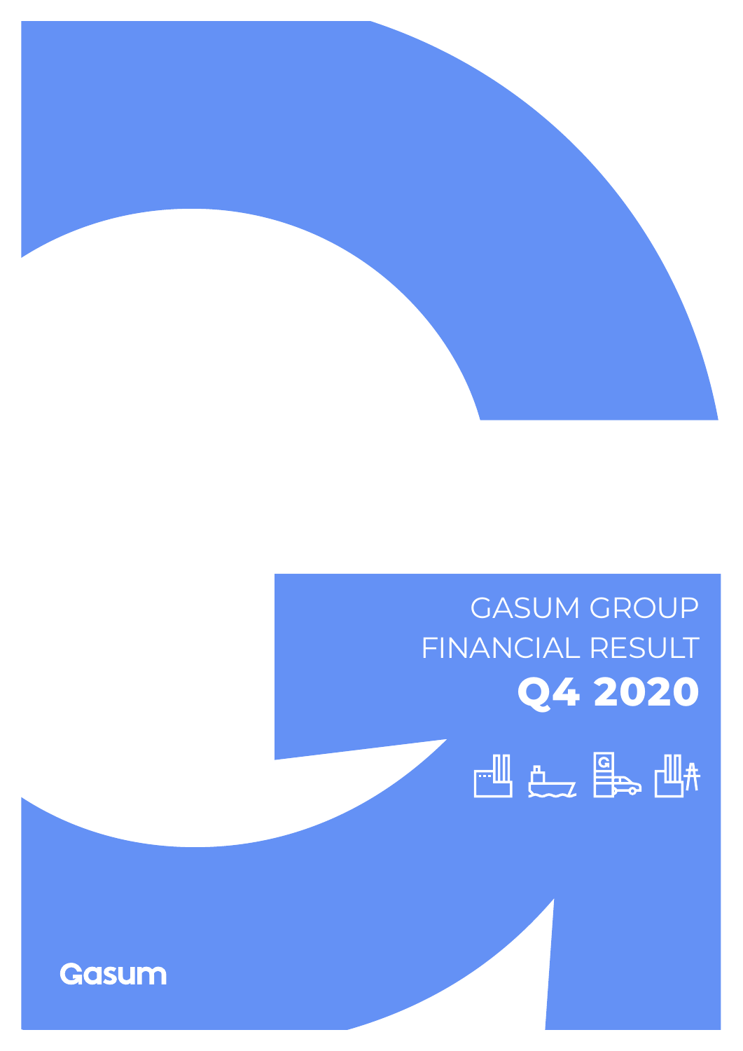# GASUM GROUP FINANCIAL RESULT

# Q4 2020

Gasum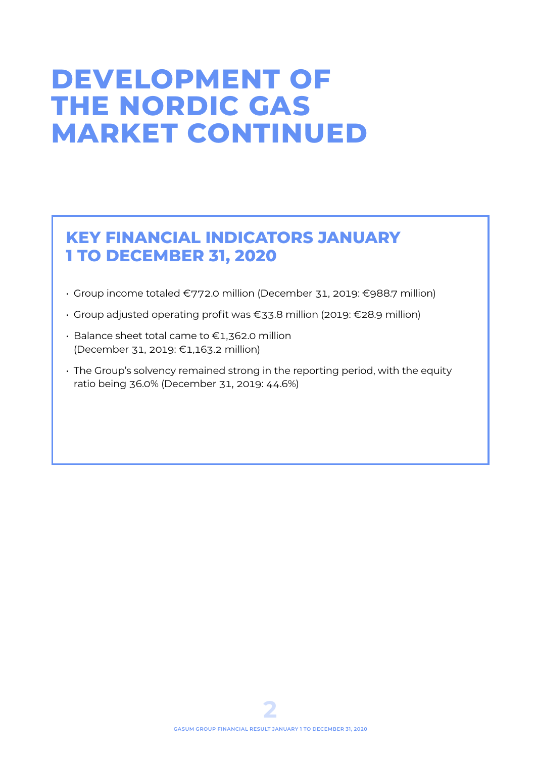# DEVELOPMENT OF THE NORDIC GAS MARKET CONTINUED

## KEY FINANCIAL INDICATORS JANUARY 1 TO DECEMBER 31, 2020

- Group income totaled €772.0 million (December 31, 2019: €988.7 million)
- Group adjusted operating profit was €33.8 million (2019: €28.9 million)
- Balance sheet total came to €1,362.0 million (December 31, 2019: €1,163.2 million)
- The Group's solvency remained strong in the reporting period, with the equity ratio being 36.0% (December 31, 2019: 44.6%)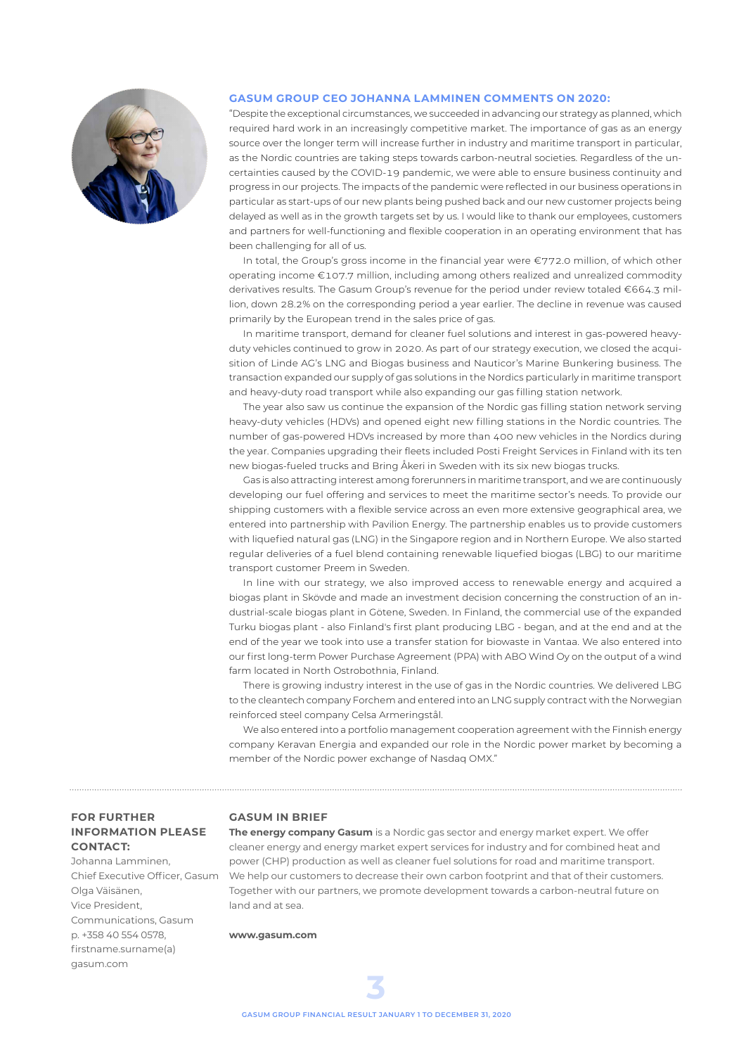## GASUM GROUP CEO JOHANNA LAMMINEN COMMENTS ON 2020:

"Despite the exceptional circumstances, we succeeded in advancing our strategy as planned, which required hard work in an increasingly competitive market. The importance of gas as an energy source over the longer term will increase further in industry and maritime transport in particular, as the Nordic countries are taking steps towards carbon-neutral societies. Regardless of the uncertainties caused by the COVID-19 pandemic, we were able to ensure business continuity and progress in our projects. The impacts of the pandemic were reflected in our business operations in particular as start-ups of our new plants being pushed back and our new customer projects being delayed as well as in the growth targets set by us. I would like to thank our employees, customers and partners for well-functioning and flexible cooperation in an operating environment that has been challenging for all of us.

In total, the Group's gross income in the financial year were €772.0 million, of which other operating income €107.7 million, including among others realized and unrealized commodity derivatives results. The Gasum Group's revenue for the period under review totaled €664.3 million, down 28.2% on the corresponding period a year earlier. The decline in revenue was caused primarily by the European trend in the sales price of gas.

In maritime transport, demand for cleaner fuel solutions and interest in gas-powered heavy-duty vehicles continued to grow in 2020. As part of our strategy execution, we closed the acquisition of Linde AG's LNG and Biogas business and Nauticor's Marine Bunkering business. The transaction expanded our supply of gas solutions in the Nordics particularly in maritime transport and heavy-duty road transport while also expanding our gas filling station network.

The year also saw us continue the expansion of the Nordic gas filling station network serving heavy-duty vehicles (HDVs) and opened eight new filling stations in the Nordic countries. The number of gas-powered HDVs increased by more than 400 new vehicles in the Nordics during the year. Companies upgrading their fleets included Posti Freight Services in Finland with its ten new biogas-fueled trucks and Bring Åkeri in Sweden with its six new biogas trucks.

Gas is also attracting interest among forerunners in maritime transport, and we are continuously developing our fuel offering and services to meet the maritime sector's needs. To provide our shipping customers with a flexible service across an even more extensive geographical area, we entered into partnership with Pavilion Energy. The partnership enables us to provide customers with liquefied natural gas (LNG) in the Singapore region and in Northern Europe. We also started regular deliveries of a fuel blend containing renewable liquefied biogas (LBG) to our maritime transport customer Preem in Sweden.

In line with our strategy, we also improved access to renewable energy and acquired a biogas plant in Skövde and made an investment decision concerning the construction of an industrial-scale biogas plant in Götene, Sweden. In Finland, the commercial use of the expanded Turku biogas plant - also Finland's first plant producing LBG - began, and at the end and at the end of the year we took into use a transfer station for biowaste in Vantaa. We also entered into our first long-term Power Purchase Agreement (PPA) with ABO Wind Oy on the output of a wind farm located in North Ostrobothnia, Finland.

There is growing industry interest in the use of gas in the Nordic countries. We delivered LBG to the cleantech company Forchem and entered into an LNG supply contract with the Norwegian reinforced steel company Celsa Armeringstål.

We also entered into a portfolio management cooperation agreement with the Finnish energy company Keravan Energia and expanded our role in the Nordic power market by becoming a member of the Nordic power exchange of Nasdaq OMX."

---

### FOR FURTHER INFORMATION PLEASE CONTACT:

Johanna Lamminen,
Chief Executive Officer, Gasum
Olga Väisänen,
Vice President,
Communications, Gasum
p. +358 40 554 0578,
firstname.surname(a)
gasum.com

### GASUM IN BRIEF

**The energy company Gasum** is a Nordic gas sector and energy market expert. We offer cleaner energy and energy market expert services for industry and for combined heat and power (CHP) production as well as cleaner fuel solutions for road and maritime transport. We help our customers to decrease their own carbon footprint and that of their customers. Together with our partners, we promote development towards a carbon-neutral future on land and at sea.

**www.gasum.com**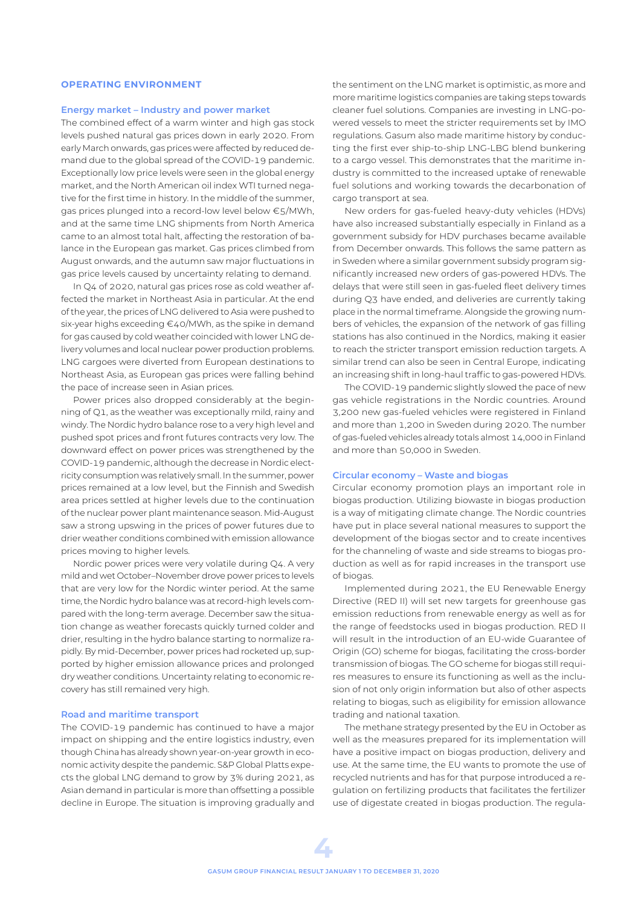## OPERATING ENVIRONMENT

### Energy market – Industry and power market

The combined effect of a warm winter and high gas stock levels pushed natural gas prices down in early 2020. From early March onwards, gas prices were affected by reduced demand due to the global spread of the COVID-19 pandemic. Exceptionally low price levels were seen in the global energy market, and the North American oil index WTI turned negative for the first time in history. In the middle of the summer, gas prices plunged into a record-low level below €5/MWh, and at the same time LNG shipments from North America came to an almost total halt, affecting the restoration of balance in the European gas market. Gas prices climbed from August onwards, and the autumn saw major fluctuations in gas price levels caused by uncertainty relating to demand.

In Q4 of 2020, natural gas prices rose as cold weather affected the market in Northeast Asia in particular. At the end of the year, the prices of LNG delivered to Asia were pushed to six-year highs exceeding €40/MWh, as the spike in demand for gas caused by cold weather coincided with lower LNG delivery volumes and local nuclear power production problems. LNG cargoes were diverted from European destinations to Northeast Asia, as European gas prices were falling behind the pace of increase seen in Asian prices.

Power prices also dropped considerably at the beginning of Q1, as the weather was exceptionally mild, rainy and windy. The Nordic hydro balance rose to a very high level and pushed spot prices and front futures contracts very low. The downward effect on power prices was strengthened by the COVID-19 pandemic, although the decrease in Nordic electricity consumption was relatively small. In the summer, power prices remained at a low level, but the Finnish and Swedish area prices settled at higher levels due to the continuation of the nuclear power plant maintenance season. Mid-August saw a strong upswing in the prices of power futures due to drier weather conditions combined with emission allowance prices moving to higher levels.

Nordic power prices were very volatile during Q4. A very mild and wet October–November drove power prices to levels that are very low for the Nordic winter period. At the same time, the Nordic hydro balance was at record-high levels compared with the long-term average. December saw the situation change as weather forecasts quickly turned colder and drier, resulting in the hydro balance starting to normalize rapidly. By mid-December, power prices had rocketed up, supported by higher emission allowance prices and prolonged dry weather conditions. Uncertainty relating to economic recovery has still remained very high.

### Road and maritime transport

The COVID-19 pandemic has continued to have a major impact on shipping and the entire logistics industry, even though China has already shown year-on-year growth in economic activity despite the pandemic. S&P Global Platts expects the global LNG demand to grow by 3% during 2021, as Asian demand in particular is more than offsetting a possible decline in Europe. The situation is improving gradually and the sentiment on the LNG market is optimistic, as more and more maritime logistics companies are taking steps towards cleaner fuel solutions. Companies are investing in LNG-powered vessels to meet the stricter requirements set by IMO regulations. Gasum also made maritime history by conducting the first ever ship-to-ship LNG-LBG blend bunkering to a cargo vessel. This demonstrates that the maritime industry is committed to the increased uptake of renewable fuel solutions and working towards the decarbonation of cargo transport at sea.

New orders for gas-fueled heavy-duty vehicles (HDVs) have also increased substantially especially in Finland as a government subsidy for HDV purchases became available from December onwards. This follows the same pattern as in Sweden where a similar government subsidy program significantly increased new orders of gas-powered HDVs. The delays that were still seen in gas-fueled fleet delivery times during Q3 have ended, and deliveries are currently taking place in the normal timeframe. Alongside the growing numbers of vehicles, the expansion of the network of gas filling stations has also continued in the Nordics, making it easier to reach the stricter transport emission reduction targets. A similar trend can also be seen in Central Europe, indicating an increasing shift in long-haul traffic to gas-powered HDVs.

The COVID-19 pandemic slightly slowed the pace of new gas vehicle registrations in the Nordic countries. Around 3,200 new gas-fueled vehicles were registered in Finland and more than 1,200 in Sweden during 2020. The number of gas-fueled vehicles already totals almost 14,000 in Finland and more than 50,000 in Sweden.

### Circular economy – Waste and biogas

Circular economy promotion plays an important role in biogas production. Utilizing biowaste in biogas production is a way of mitigating climate change. The Nordic countries have put in place several national measures to support the development of the biogas sector and to create incentives for the channeling of waste and side streams to biogas production as well as for rapid increases in the transport use of biogas.

Implemented during 2021, the EU Renewable Energy Directive (RED II) will set new targets for greenhouse gas emission reductions from renewable energy as well as for the range of feedstocks used in biogas production. RED II will result in the introduction of an EU-wide Guarantee of Origin (GO) scheme for biogas, facilitating the cross-border transmission of biogas. The GO scheme for biogas still requires measures to ensure its functioning as well as the inclusion of not only origin information but also of other aspects relating to biogas, such as eligibility for emission allowance trading and national taxation.

The methane strategy presented by the EU in October as well as the measures prepared for its implementation will have a positive impact on biogas production, delivery and use. At the same time, the EU wants to promote the use of recycled nutrients and has for that purpose introduced a regulation on fertilizing products that facilitates the fertilizer use of digestate created in biogas production. The regula-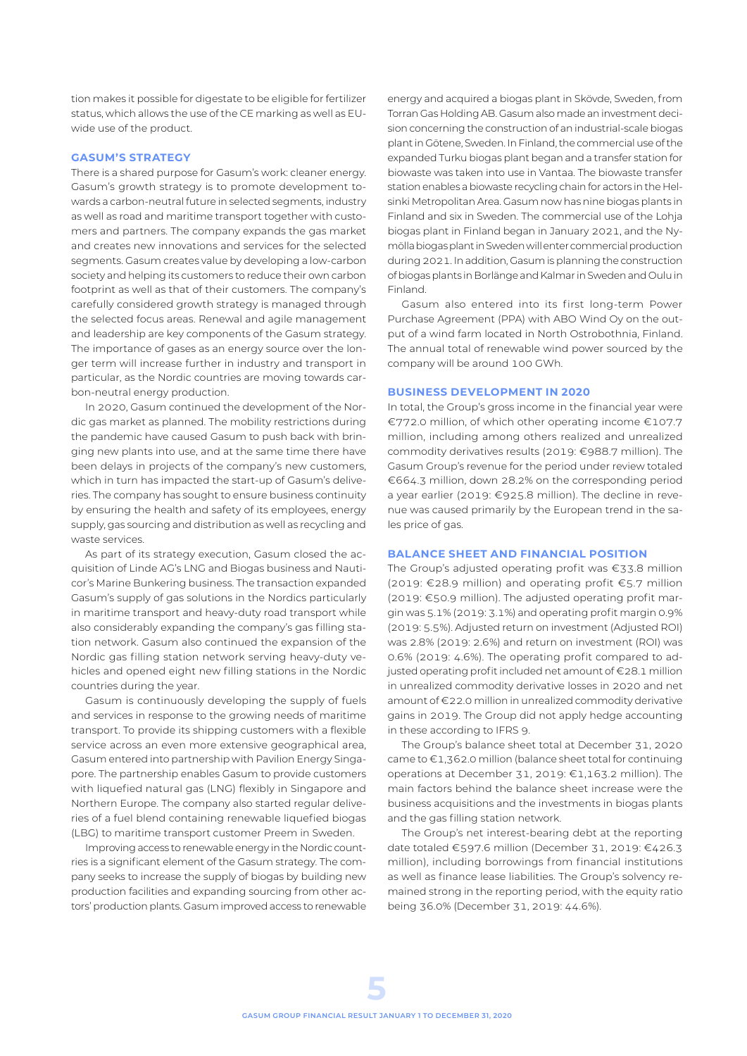tion makes it possible for digestate to be eligible for fertilizer status, which allows the use of the CE marking as well as EU-wide use of the product.

## GASUM'S STRATEGY

There is a shared purpose for Gasum's work: cleaner energy. Gasum's growth strategy is to promote development towards a carbon-neutral future in selected segments, industry as well as road and maritime transport together with customers and partners. The company expands the gas market and creates new innovations and services for the selected segments. Gasum creates value by developing a low-carbon society and helping its customers to reduce their own carbon footprint as well as that of their customers. The company's carefully considered growth strategy is managed through the selected focus areas. Renewal and agile management and leadership are key components of the Gasum strategy. The importance of gases as an energy source over the longer term will increase further in industry and transport in particular, as the Nordic countries are moving towards carbon-neutral energy production.

In 2020, Gasum continued the development of the Nordic gas market as planned. The mobility restrictions during the pandemic have caused Gasum to push back with bringing new plants into use, and at the same time there have been delays in projects of the company's new customers, which in turn has impacted the start-up of Gasum's deliveries. The company has sought to ensure business continuity by ensuring the health and safety of its employees, energy supply, gas sourcing and distribution as well as recycling and waste services.

As part of its strategy execution, Gasum closed the acquisition of Linde AG's LNG and Biogas business and Nauticor's Marine Bunkering business. The transaction expanded Gasum's supply of gas solutions in the Nordics particularly in maritime transport and heavy-duty road transport while also considerably expanding the company's gas filling station network. Gasum also continued the expansion of the Nordic gas filling station network serving heavy-duty vehicles and opened eight new filling stations in the Nordic countries during the year.

Gasum is continuously developing the supply of fuels and services in response to the growing needs of maritime transport. To provide its shipping customers with a flexible service across an even more extensive geographical area, Gasum entered into partnership with Pavilion Energy Singapore. The partnership enables Gasum to provide customers with liquefied natural gas (LNG) flexibly in Singapore and Northern Europe. The company also started regular deliveries of a fuel blend containing renewable liquefied biogas (LBG) to maritime transport customer Preem in Sweden.

Improving access to renewable energy in the Nordic countries is a significant element of the Gasum strategy. The company seeks to increase the supply of biogas by building new production facilities and expanding sourcing from other actors' production plants. Gasum improved access to renewable energy and acquired a biogas plant in Skövde, Sweden, from Torran Gas Holding AB. Gasum also made an investment decision concerning the construction of an industrial-scale biogas plant in Götene, Sweden. In Finland, the commercial use of the expanded Turku biogas plant began and a transfer station for biowaste was taken into use in Vantaa. The biowaste transfer station enables a biowaste recycling chain for actors in the Helsinki Metropolitan Area. Gasum now has nine biogas plants in Finland and six in Sweden. The commercial use of the Lohja biogas plant in Finland began in January 2021, and the Nymölla biogas plant in Sweden will enter commercial production during 2021. In addition, Gasum is planning the construction of biogas plants in Borlänge and Kalmar in Sweden and Oulu in Finland.

Gasum also entered into its first long-term Power Purchase Agreement (PPA) with ABO Wind Oy on the output of a wind farm located in North Ostrobothnia, Finland. The annual total of renewable wind power sourced by the company will be around 100 GWh.

## BUSINESS DEVELOPMENT IN 2020

In total, the Group's gross income in the financial year were €772.0 million, of which other operating income €107.7 million, including among others realized and unrealized commodity derivatives results (2019: €988.7 million). The Gasum Group's revenue for the period under review totaled €664.3 million, down 28.2% on the corresponding period a year earlier (2019: €925.8 million). The decline in revenue was caused primarily by the European trend in the sales price of gas.

## BALANCE SHEET AND FINANCIAL POSITION

The Group's adjusted operating profit was €33.8 million (2019: €28.9 million) and operating profit €5.7 million (2019: €50.9 million). The adjusted operating profit margin was 5.1% (2019: 3.1%) and operating profit margin 0.9% (2019: 5.5%). Adjusted return on investment (Adjusted ROI) was 2.8% (2019: 2.6%) and return on investment (ROI) was 0.6% (2019: 4.6%). The operating profit compared to adjusted operating profit included net amount of €28.1 million in unrealized commodity derivative losses in 2020 and net amount of €22.0 million in unrealized commodity derivative gains in 2019. The Group did not apply hedge accounting in these according to IFRS 9.

The Group's balance sheet total at December 31, 2020 came to €1,362.0 million (balance sheet total for continuing operations at December 31, 2019: €1,163.2 million). The main factors behind the balance sheet increase were the business acquisitions and the investments in biogas plants and the gas filling station network.

The Group's net interest-bearing debt at the reporting date totaled €597.6 million (December 31, 2019: €426.3 million), including borrowings from financial institutions as well as finance lease liabilities. The Group's solvency remained strong in the reporting period, with the equity ratio being 36.0% (December 31, 2019: 44.6%).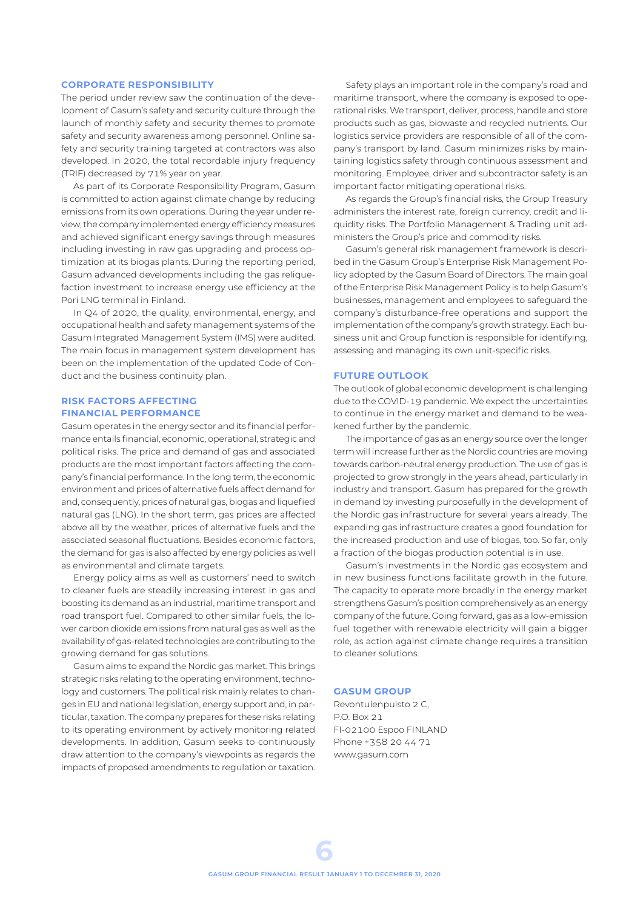## CORPORATE RESPONSIBILITY

The period under review saw the continuation of the development of Gasum's safety and security culture through the launch of monthly safety and security themes to promote safety and security awareness among personnel. Online safety and security training targeted at contractors was also developed. In 2020, the total recordable injury frequency (TRIF) decreased by 71% year on year.

As part of its Corporate Responsibility Program, Gasum is committed to action against climate change by reducing emissions from its own operations. During the year under review, the company implemented energy efficiency measures and achieved significant energy savings through measures including investing in raw gas upgrading and process optimization at its biogas plants. During the reporting period, Gasum advanced developments including the gas reliquefaction investment to increase energy use efficiency at the Pori LNG terminal in Finland.

In Q4 of 2020, the quality, environmental, energy, and occupational health and safety management systems of the Gasum Integrated Management System (IMS) were audited. The main focus in management system development has been on the implementation of the updated Code of Conduct and the business continuity plan.

## RISK FACTORS AFFECTING FINANCIAL PERFORMANCE

Gasum operates in the energy sector and its financial performance entails financial, economic, operational, strategic and political risks. The price and demand of gas and associated products are the most important factors affecting the company's financial performance. In the long term, the economic environment and prices of alternative fuels affect demand for and, consequently, prices of natural gas, biogas and liquefied natural gas (LNG). In the short term, gas prices are affected above all by the weather, prices of alternative fuels and the associated seasonal fluctuations. Besides economic factors, the demand for gas is also affected by energy policies as well as environmental and climate targets.

Energy policy aims as well as customers' need to switch to cleaner fuels are steadily increasing interest in gas and boosting its demand as an industrial, maritime transport and road transport fuel. Compared to other similar fuels, the lower carbon dioxide emissions from natural gas as well as the availability of gas-related technologies are contributing to the growing demand for gas solutions.

Gasum aims to expand the Nordic gas market. This brings strategic risks relating to the operating environment, technology and customers. The political risk mainly relates to changes in EU and national legislation, energy support and, in particular, taxation. The company prepares for these risks relating to its operating environment by actively monitoring related developments. In addition, Gasum seeks to continuously draw attention to the company's viewpoints as regards the impacts of proposed amendments to regulation or taxation.

Safety plays an important role in the company's road and maritime transport, where the company is exposed to operational risks. We transport, deliver, process, handle and store products such as gas, biowaste and recycled nutrients. Our logistics service providers are responsible of all of the company's transport by land. Gasum minimizes risks by maintaining logistics safety through continuous assessment and monitoring. Employee, driver and subcontractor safety is an important factor mitigating operational risks.

As regards the Group's financial risks, the Group Treasury administers the interest rate, foreign currency, credit and liquidity risks. The Portfolio Management & Trading unit administers the Group's price and commodity risks.

Gasum's general risk management framework is described in the Gasum Group's Enterprise Risk Management Policy adopted by the Gasum Board of Directors. The main goal of the Enterprise Risk Management Policy is to help Gasum's businesses, management and employees to safeguard the company's disturbance-free operations and support the implementation of the company's growth strategy. Each business unit and Group function is responsible for identifying, assessing and managing its own unit-specific risks.

## FUTURE OUTLOOK

The outlook of global economic development is challenging due to the COVID-19 pandemic. We expect the uncertainties to continue in the energy market and demand to be weakened further by the pandemic.

The importance of gas as an energy source over the longer term will increase further as the Nordic countries are moving towards carbon-neutral energy production. The use of gas is projected to grow strongly in the years ahead, particularly in industry and transport. Gasum has prepared for the growth in demand by investing purposefully in the development of the Nordic gas infrastructure for several years already. The expanding gas infrastructure creates a good foundation for the increased production and use of biogas, too. So far, only a fraction of the biogas production potential is in use.

Gasum's investments in the Nordic gas ecosystem and in new business functions facilitate growth in the future. The capacity to operate more broadly in the energy market strengthens Gasum's position comprehensively as an energy company of the future. Going forward, gas as a low-emission fuel together with renewable electricity will gain a bigger role, as action against climate change requires a transition to cleaner solutions.

## GASUM GROUP

Revontulenpuisto 2 C,
P.O. Box 21
FI-02100 Espoo FINLAND
Phone +358 20 44 71
www.gasum.com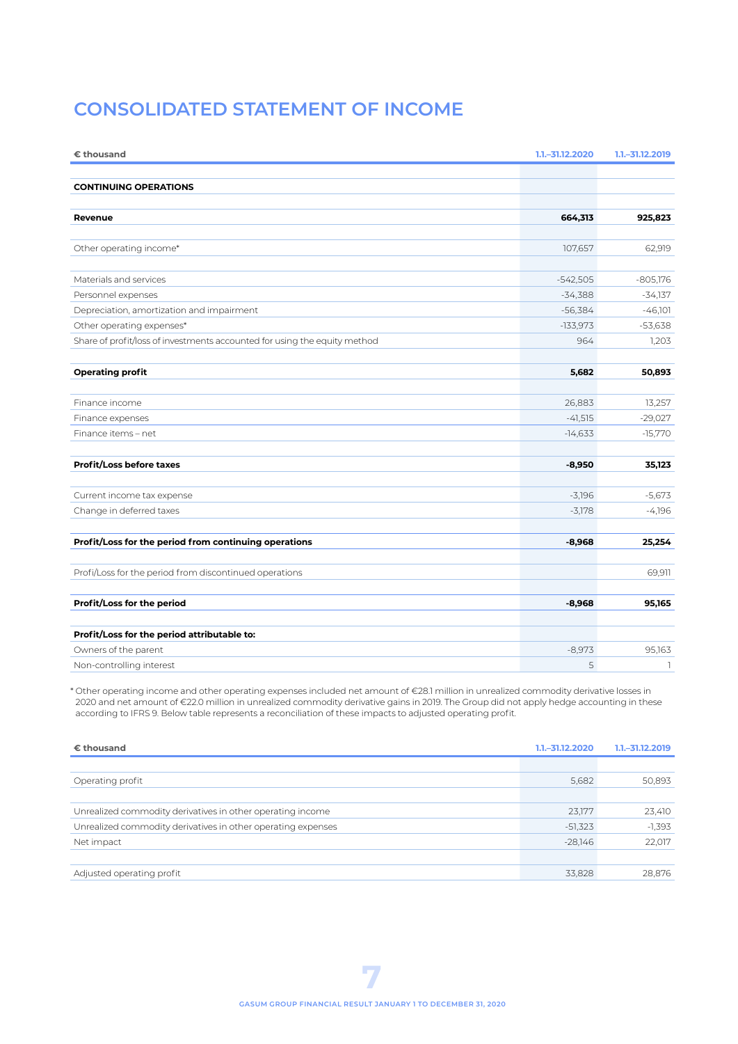# CONSOLIDATED STATEMENT OF INCOME

| € thousand | 1.1.–31.12.2020 | 1.1.–31.12.2019 |
|---|---|---|
| **CONTINUING OPERATIONS** | | |
| **Revenue** | **664,313** | **925,823** |
| Other operating income* | 107,657 | 62,919 |
| Materials and services | -542,505 | -805,176 |
| Personnel expenses | -34,388 | -34,137 |
| Depreciation, amortization and impairment | -56,384 | -46,101 |
| Other operating expenses* | -133,973 | -53,638 |
| Share of profit/loss of investments accounted for using the equity method | 964 | 1,203 |
| **Operating profit** | **5,682** | **50,893** |
| Finance income | 26,883 | 13,257 |
| Finance expenses | -41,515 | -29,027 |
| Finance items – net | -14,633 | -15,770 |
| **Profit/Loss before taxes** | **-8,950** | **35,123** |
| Current income tax expense | -3,196 | -5,673 |
| Change in deferred taxes | -3,178 | -4,196 |
| **Profit/Loss for the period from continuing operations** | **-8,968** | **25,254** |
| Profi/Loss for the period from discontinued operations | | 69,911 |
| **Profit/Loss for the period** | **-8,968** | **95,165** |
| **Profit/Loss for the period attributable to:** | | |
| Owners of the parent | -8,973 | 95,163 |
| Non-controlling interest | 5 | 1 |

* Other operating income and other operating expenses included net amount of €28.1 million in unrealized commodity derivative losses in 2020 and net amount of €22.0 million in unrealized commodity derivative gains in 2019. The Group did not apply hedge accounting in these according to IFRS 9. Below table represents a reconciliation of these impacts to adjusted operating profit.

| € thousand | 1.1.–31.12.2020 | 1.1.–31.12.2019 |
|---|---|---|
| Operating profit | 5,682 | 50,893 |
| Unrealized commodity derivatives in other operating income | 23,177 | 23,410 |
| Unrealized commodity derivatives in other operating expenses | -51,323 | -1,393 |
| Net impact | -28,146 | 22,017 |
| Adjusted operating profit | 33,828 | 28,876 |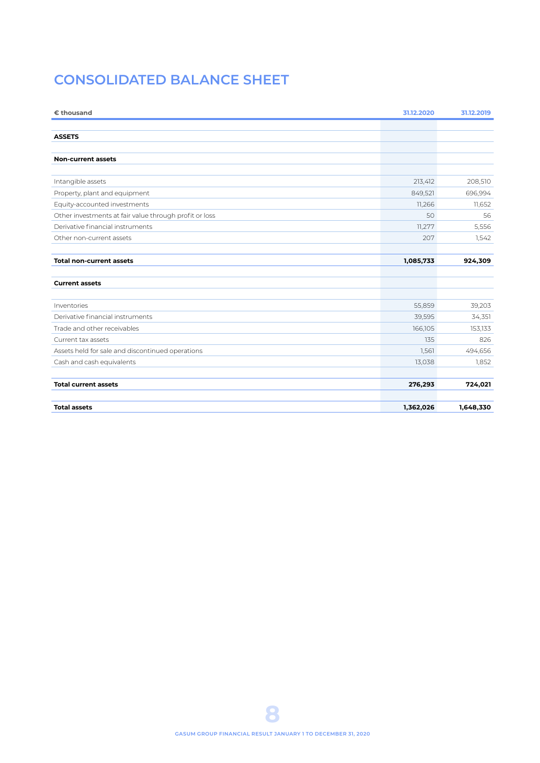# CONSOLIDATED BALANCE SHEET

| € thousand | 31.12.2020 | 31.12.2019 |
|---|---|---|
| **ASSETS** | | |
| **Non-current assets** | | |
| Intangible assets | 213,412 | 208,510 |
| Property, plant and equipment | 849,521 | 696,994 |
| Equity-accounted investments | 11,266 | 11,652 |
| Other investments at fair value through profit or loss | 50 | 56 |
| Derivative financial instruments | 11,277 | 5,556 |
| Other non-current assets | 207 | 1,542 |
| **Total non-current assets** | **1,085,733** | **924,309** |
| **Current assets** | | |
| Inventories | 55,859 | 39,203 |
| Derivative financial instruments | 39,595 | 34,351 |
| Trade and other receivables | 166,105 | 153,133 |
| Current tax assets | 135 | 826 |
| Assets held for sale and discontinued operations | 1,561 | 494,656 |
| Cash and cash equivalents | 13,038 | 1,852 |
| **Total current assets** | **276,293** | **724,021** |
| **Total assets** | **1,362,026** | **1,648,330** |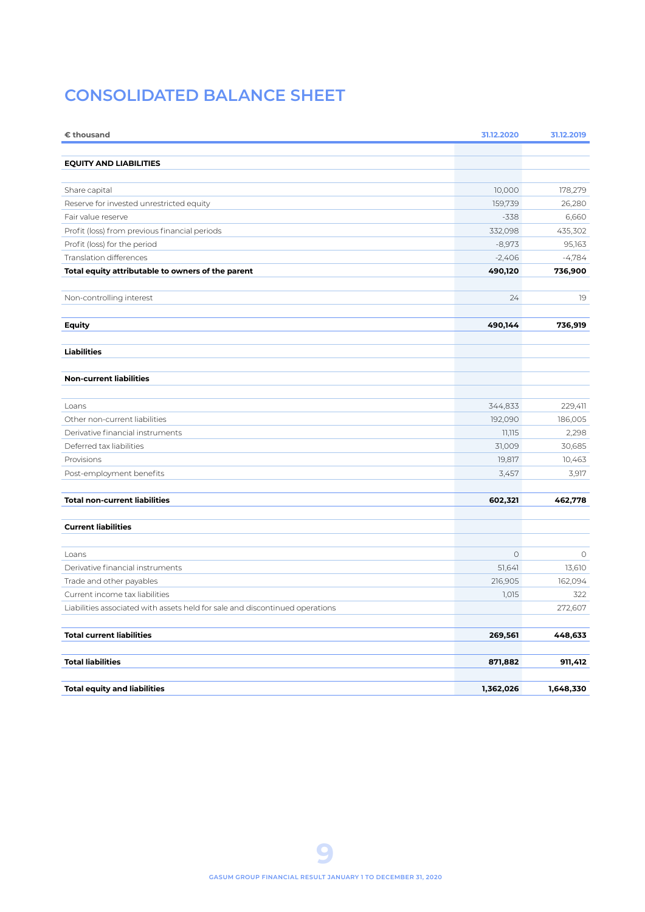# CONSOLIDATED BALANCE SHEET

| € thousand | 31.12.2020 | 31.12.2019 |
|---|---|---|
| **EQUITY AND LIABILITIES** | | |
| Share capital | 10,000 | 178,279 |
| Reserve for invested unrestricted equity | 159,739 | 26,280 |
| Fair value reserve | -338 | 6,660 |
| Profit (loss) from previous financial periods | 332,098 | 435,302 |
| Profit (loss) for the period | -8,973 | 95,163 |
| Translation differences | -2,406 | -4,784 |
| **Total equity attributable to owners of the parent** | **490,120** | **736,900** |
| Non-controlling interest | 24 | 19 |
| **Equity** | **490,144** | **736,919** |
| **Liabilities** | | |
| **Non-current liabilities** | | |
| Loans | 344,833 | 229,411 |
| Other non-current liabilities | 192,090 | 186,005 |
| Derivative financial instruments | 11,115 | 2,298 |
| Deferred tax liabilities | 31,009 | 30,685 |
| Provisions | 19,817 | 10,463 |
| Post-employment benefits | 3,457 | 3,917 |
| **Total non-current liabilities** | **602,321** | **462,778** |
| **Current liabilities** | | |
| Loans | 0 | 0 |
| Derivative financial instruments | 51,641 | 13,610 |
| Trade and other payables | 216,905 | 162,094 |
| Current income tax liabilities | 1,015 | 322 |
| Liabilities associated with assets held for sale and discontinued operations | | 272,607 |
| **Total current liabilities** | **269,561** | **448,633** |
| **Total liabilities** | **871,882** | **911,412** |
| **Total equity and liabilities** | **1,362,026** | **1,648,330** |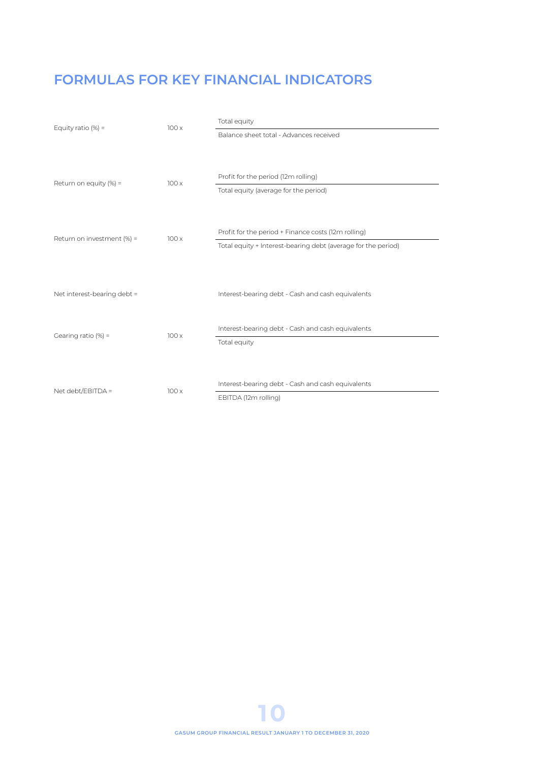# FORMULAS FOR KEY FINANCIAL INDICATORS

$$\text{Equity ratio (\%)} = 100 \times \frac{\text{Total equity}}{\text{Balance sheet total - Advances received}}$$

$$\text{Return on equity (\%)} = 100 \times \frac{\text{Profit for the period (12m rolling)}}{\text{Total equity (average for the period)}}$$

$$\text{Return on investment (\%)} = 100 \times \frac{\text{Profit for the period + Finance costs (12m rolling)}}{\text{Total equity + Interest-bearing debt (average for the period)}}$$

$$\text{Net interest-bearing debt} = \text{Interest-bearing debt - Cash and cash equivalents}$$

$$\text{Gearing ratio (\%)} = 100 \times \frac{\text{Interest-bearing debt - Cash and cash equivalents}}{\text{Total equity}}$$

$$\text{Net debt/EBITDA} = 100 \times \frac{\text{Interest-bearing debt - Cash and cash equivalents}}{\text{EBITDA (12m rolling)}}$$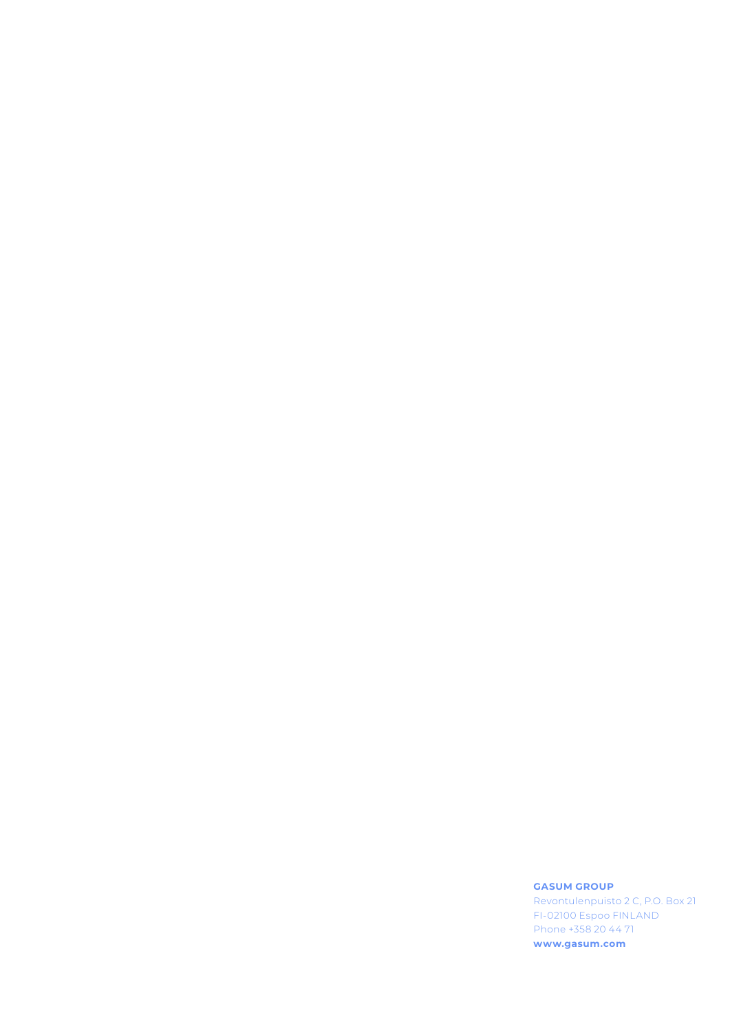**GASUM GROUP**
Revontulenpuisto 2 C, P.O. Box 21
FI-02100 Espoo FINLAND
Phone +358 20 44 71
**www.gasum.com**